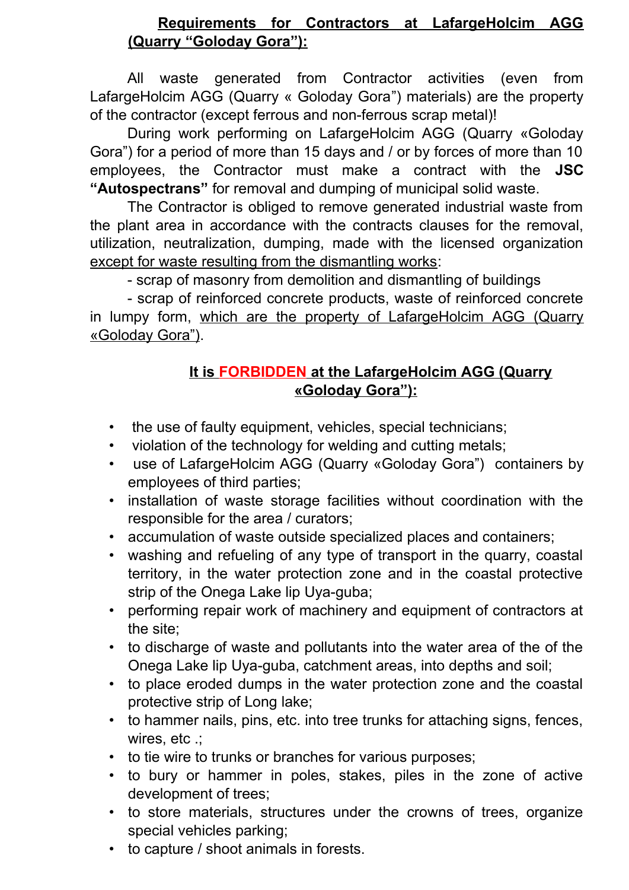## <u>Requirements for Contractors at LafargeHolcim AGG (Quarry "Goloday Gora"):</u>

All waste generated from Contractor activities (even from LafargeHolcim AGG (Quarry « Goloday Gora") materials) are the property of the contractor (except ferrous and non-ferrous scrap metal)!

During work performing on LafargeHolcim AGG (Quarry «Goloday Gora") for a period of more than 15 days and / or by forces of more than 10 employees, the Contractor must make a contract with the **JSC "Autospectrans"** for removal and dumping of municipal solid waste.

The Contractor is obliged to remove generated industrial waste from the plant area in accordance with the contracts clauses for the removal, utilization, neutralization, dumping, made with the licensed organization <u>except for waste resulting from the dismantling works</u>:

- scrap of masonry from demolition and dismantling of buildings
- scrap of reinforced concrete products, waste of reinforced concrete in lumpy form, <u>which are the property of LafargeHolcim AGG (Quarry «Goloday Gora")</u>.

## <u>It is FORBIDDEN at the LafargeHolcim AGG (Quarry «Goloday Gora"):</u>

- the use of faulty equipment, vehicles, special technicians;
- violation of the technology for welding and cutting metals;
- use of LafargeHolcim AGG (Quarry «Goloday Gora") containers by employees of third parties;
- installation of waste storage facilities without coordination with the responsible for the area / curators;
- accumulation of waste outside specialized places and containers;
- washing and refueling of any type of transport in the quarry, coastal territory, in the water protection zone and in the coastal protective strip of the Onega Lake lip Uya-guba;
- performing repair work of machinery and equipment of contractors at the site;
- to discharge of waste and pollutants into the water area of the of the Onega Lake lip Uya-guba, catchment areas, into depths and soil;
- to place eroded dumps in the water protection zone and the coastal protective strip of Long lake;
- to hammer nails, pins, etc. into tree trunks for attaching signs, fences, wires, etc .;
- to tie wire to trunks or branches for various purposes;
- to bury or hammer in poles, stakes, piles in the zone of active development of trees;
- to store materials, structures under the crowns of trees, organize special vehicles parking;
- to capture / shoot animals in forests.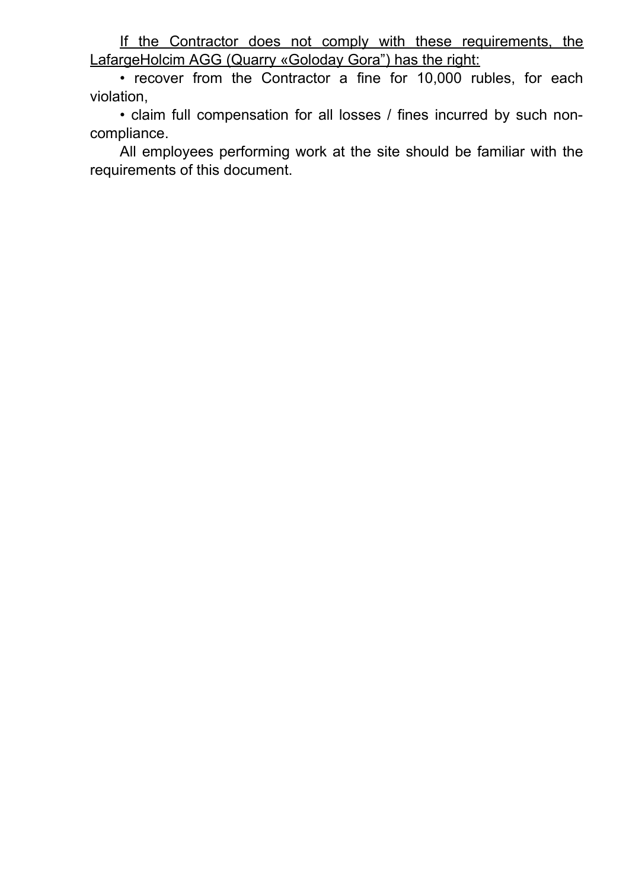<u>If the Contractor does not comply with these requirements, the LafargeHolcim AGG (Quarry «Goloday Gora") has the right:</u>

• recover from the Contractor a fine for 10,000 rubles, for each violation,

• claim full compensation for all losses / fines incurred by such non-compliance.

All employees performing work at the site should be familiar with the requirements of this document.